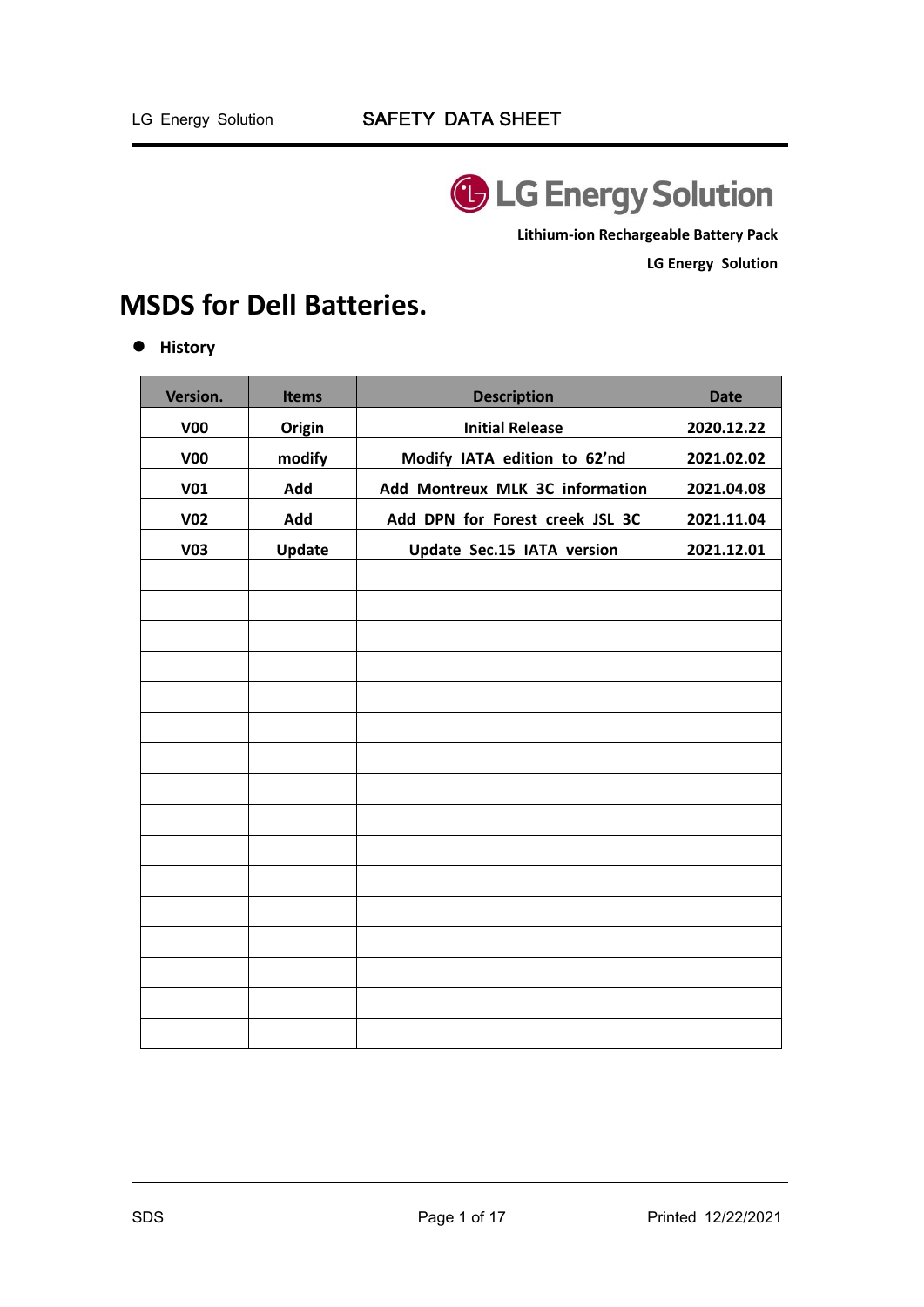**Lithium-ion Rechargeable Battery Pack**

**LG Energy Solution**

# MSDS for Dell Batteries.

- **History**

| Version. | Items | Description | Date |
|---|---|---|---|
| V00 | Origin | Initial Release | 2020.12.22 |
| V00 | modify | Modify IATA edition to 62'nd | 2021.02.02 |
| V01 | Add | Add Montreux MLK 3C information | 2021.04.08 |
| V02 | Add | Add DPN for Forest creek JSL 3C | 2021.11.04 |
| V03 | Update | Update Sec.15 IATA version | 2021.12.01 |
| | | | |
| | | | |
| | | | |
| | | | |
| | | | |
| | | | |
| | | | |
| | | | |
| | | | |
| | | | |
| | | | |
| | | | |
| | | | |
| | | | |
| | | | |
| | | | |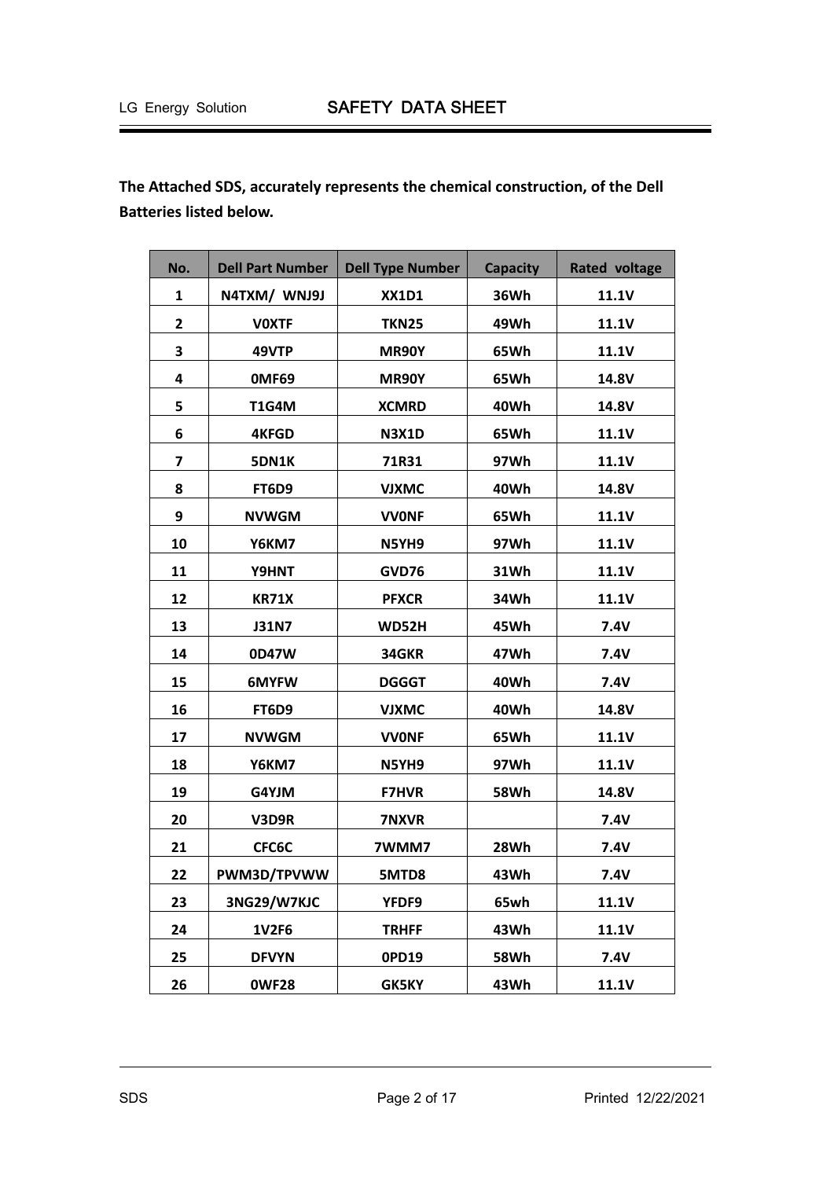**The Attached SDS, accurately represents the chemical construction, of the Dell Batteries listed below.**

| No. | Dell Part Number | Dell Type Number | Capacity | Rated voltage |
|---|---|---|---|---|
| 1 | N4TXM/ WNJ9J | XX1D1 | 36Wh | 11.1V |
| 2 | V0XTF | TKN25 | 49Wh | 11.1V |
| 3 | 49VTP | MR90Y | 65Wh | 11.1V |
| 4 | 0MF69 | MR90Y | 65Wh | 14.8V |
| 5 | T1G4M | XCMRD | 40Wh | 14.8V |
| 6 | 4KFGD | N3X1D | 65Wh | 11.1V |
| 7 | 5DN1K | 71R31 | 97Wh | 11.1V |
| 8 | FT6D9 | VJXMC | 40Wh | 14.8V |
| 9 | NVWGM | VV0NF | 65Wh | 11.1V |
| 10 | Y6KM7 | N5YH9 | 97Wh | 11.1V |
| 11 | Y9HNT | GVD76 | 31Wh | 11.1V |
| 12 | KR71X | PFXCR | 34Wh | 11.1V |
| 13 | J31N7 | WD52H | 45Wh | 7.4V |
| 14 | 0D47W | 34GKR | 47Wh | 7.4V |
| 15 | 6MYFW | DGGGT | 40Wh | 7.4V |
| 16 | FT6D9 | VJXMC | 40Wh | 14.8V |
| 17 | NVWGM | VV0NF | 65Wh | 11.1V |
| 18 | Y6KM7 | N5YH9 | 97Wh | 11.1V |
| 19 | G4YJM | F7HVR | 58Wh | 14.8V |
| 20 | V3D9R | 7NXVR | | 7.4V |
| 21 | CFC6C | 7WMM7 | 28Wh | 7.4V |
| 22 | PWM3D/TPVWW | 5MTD8 | 43Wh | 7.4V |
| 23 | 3NG29/W7KJC | YFDF9 | 65wh | 11.1V |
| 24 | 1V2F6 | TRHFF | 43Wh | 11.1V |
| 25 | DFVYN | 0PD19 | 58Wh | 7.4V |
| 26 | 0WF28 | GK5KY | 43Wh | 11.1V |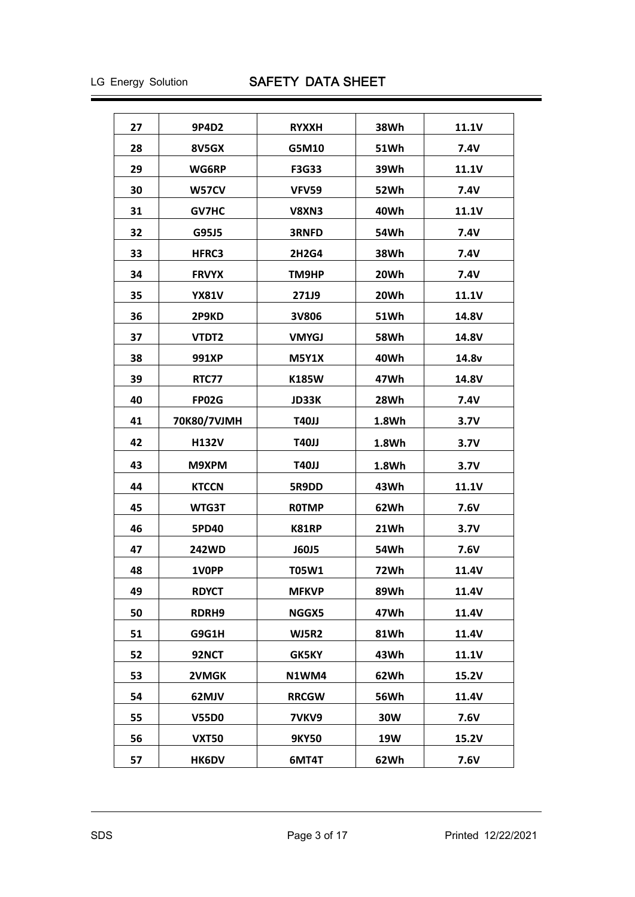| 27 | 9P4D2 | RYXXH | 38Wh | 11.1V |
|---|---|---|---|---|
| 28 | 8V5GX | G5M10 | 51Wh | 7.4V |
| 29 | WG6RP | F3G33 | 39Wh | 11.1V |
| 30 | W57CV | VFV59 | 52Wh | 7.4V |
| 31 | GV7HC | V8XN3 | 40Wh | 11.1V |
| 32 | G95J5 | 3RNFD | 54Wh | 7.4V |
| 33 | HFRC3 | 2H2G4 | 38Wh | 7.4V |
| 34 | FRVYX | TM9HP | 20Wh | 7.4V |
| 35 | YX81V | 271J9 | 20Wh | 11.1V |
| 36 | 2P9KD | 3V806 | 51Wh | 14.8V |
| 37 | VTDT2 | VMYGJ | 58Wh | 14.8V |
| 38 | 991XP | M5Y1X | 40Wh | 14.8v |
| 39 | RTC77 | K185W | 47Wh | 14.8V |
| 40 | FP02G | JD33K | 28Wh | 7.4V |
| 41 | 70K80/7VJMH | T40JJ | 1.8Wh | 3.7V |
| 42 | H132V | T40JJ | 1.8Wh | 3.7V |
| 43 | M9XPM | T40JJ | 1.8Wh | 3.7V |
| 44 | KTCCN | 5R9DD | 43Wh | 11.1V |
| 45 | WTG3T | R0TMP | 62Wh | 7.6V |
| 46 | 5PD40 | K81RP | 21Wh | 3.7V |
| 47 | 242WD | J60J5 | 54Wh | 7.6V |
| 48 | 1V0PP | T05W1 | 72Wh | 11.4V |
| 49 | RDYCT | MFKVP | 89Wh | 11.4V |
| 50 | RDRH9 | NGGX5 | 47Wh | 11.4V |
| 51 | G9G1H | WJ5R2 | 81Wh | 11.4V |
| 52 | 92NCT | GK5KY | 43Wh | 11.1V |
| 53 | 2VMGK | N1WM4 | 62Wh | 15.2V |
| 54 | 62MJV | RRCGW | 56Wh | 11.4V |
| 55 | V55D0 | 7VKV9 | 30W | 7.6V |
| 56 | VXT50 | 9KY50 | 19W | 15.2V |
| 57 | HK6DV | 6MT4T | 62Wh | 7.6V |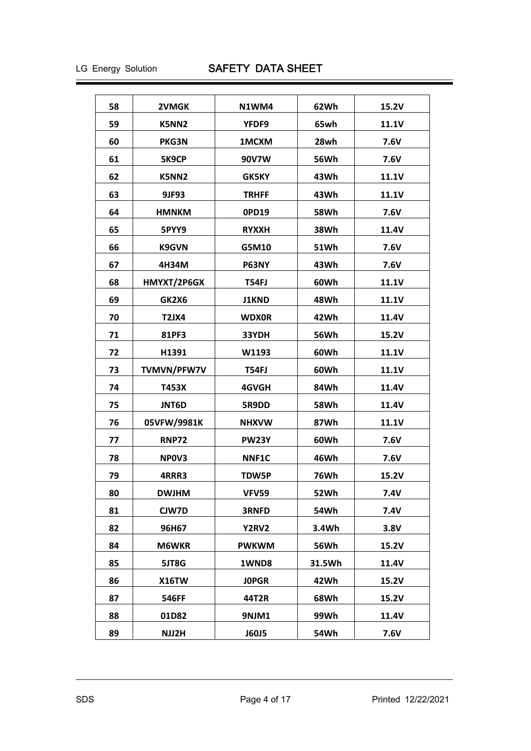| 58 | 2VMGK | N1WM4 | 62Wh | 15.2V |
|---|---|---|---|---|
| 59 | K5NN2 | YFDF9 | 65wh | 11.1V |
| 60 | PKG3N | 1MCXM | 28wh | 7.6V |
| 61 | 5K9CP | 90V7W | 56Wh | 7.6V |
| 62 | K5NN2 | GK5KY | 43Wh | 11.1V |
| 63 | 9JF93 | TRHFF | 43Wh | 11.1V |
| 64 | HMNKM | 0PD19 | 58Wh | 7.6V |
| 65 | 5PYY9 | RYXXH | 38Wh | 11.4V |
| 66 | K9GVN | G5M10 | 51Wh | 7.6V |
| 67 | 4H34M | P63NY | 43Wh | 7.6V |
| 68 | HMYXT/2P6GX | T54FJ | 60Wh | 11.1V |
| 69 | GK2X6 | J1KND | 48Wh | 11.1V |
| 70 | T2JX4 | WDX0R | 42Wh | 11.4V |
| 71 | 81PF3 | 33YDH | 56Wh | 15.2V |
| 72 | H1391 | W1193 | 60Wh | 11.1V |
| 73 | TVMVN/PFW7V | T54FJ | 60Wh | 11.1V |
| 74 | T453X | 4GVGH | 84Wh | 11.4V |
| 75 | JNT6D | 5R9DD | 58Wh | 11.4V |
| 76 | 05VFW/9981K | NHXVW | 87Wh | 11.1V |
| 77 | RNP72 | PW23Y | 60Wh | 7.6V |
| 78 | NP0V3 | NNF1C | 46Wh | 7.6V |
| 79 | 4RRR3 | TDW5P | 76Wh | 15.2V |
| 80 | DWJHM | VFV59 | 52Wh | 7.4V |
| 81 | CJW7D | 3RNFD | 54Wh | 7.4V |
| 82 | 96H67 | Y2RV2 | 3.4Wh | 3.8V |
| 84 | M6WKR | PWKWM | 56Wh | 15.2V |
| 85 | 5JT8G | 1WND8 | 31.5Wh | 11.4V |
| 86 | X16TW | J0PGR | 42Wh | 15.2V |
| 87 | 546FF | 44T2R | 68Wh | 15.2V |
| 88 | 01D82 | 9NJM1 | 99Wh | 11.4V |
| 89 | NJJ2H | J60J5 | 54Wh | 7.6V |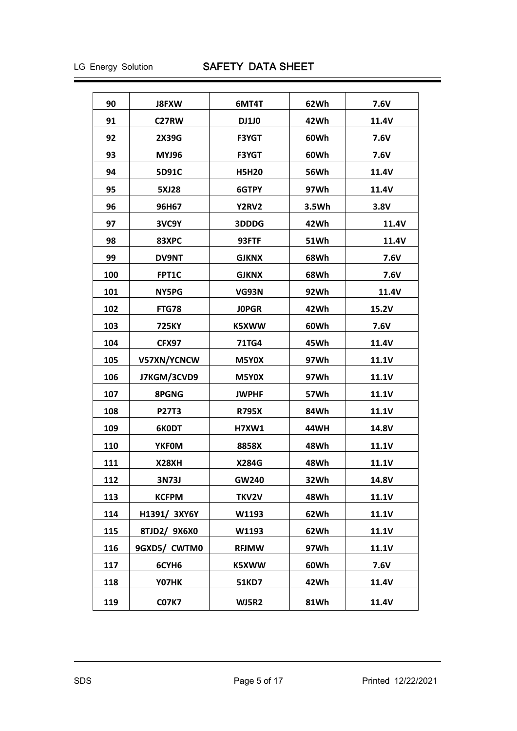| 90 | J8FXW | 6MT4T | 62Wh | 7.6V |
|---|---|---|---|---|
| 91 | C27RW | DJ1J0 | 42Wh | 11.4V |
| 92 | 2X39G | F3YGT | 60Wh | 7.6V |
| 93 | MYJ96 | F3YGT | 60Wh | 7.6V |
| 94 | 5D91C | H5H20 | 56Wh | 11.4V |
| 95 | 5XJ28 | 6GTPY | 97Wh | 11.4V |
| 96 | 96H67 | Y2RV2 | 3.5Wh | 3.8V |
| 97 | 3VC9Y | 3DDDG | 42Wh | 11.4V |
| 98 | 83XPC | 93FTF | 51Wh | 11.4V |
| 99 | DV9NT | GJKNX | 68Wh | 7.6V |
| 100 | FPT1C | GJKNX | 68Wh | 7.6V |
| 101 | NY5PG | VG93N | 92Wh | 11.4V |
| 102 | FTG78 | J0PGR | 42Wh | 15.2V |
| 103 | 725KY | K5XWW | 60Wh | 7.6V |
| 104 | CFX97 | 71TG4 | 45Wh | 11.4V |
| 105 | V57XN/YCNCW | M5Y0X | 97Wh | 11.1V |
| 106 | J7KGM/3CVD9 | M5Y0X | 97Wh | 11.1V |
| 107 | 8PGNG | JWPHF | 57Wh | 11.1V |
| 108 | P27T3 | R795X | 84Wh | 11.1V |
| 109 | 6K0DT | H7XW1 | 44WH | 14.8V |
| 110 | YKF0M | 8858X | 48Wh | 11.1V |
| 111 | X28XH | X284G | 48Wh | 11.1V |
| 112 | 3N73J | GW240 | 32Wh | 14.8V |
| 113 | KCFPM | TKV2V | 48Wh | 11.1V |
| 114 | H1391/ 3XY6Y | W1193 | 62Wh | 11.1V |
| 115 | 8TJD2/ 9X6X0 | W1193 | 62Wh | 11.1V |
| 116 | 9GXD5/ CWTM0 | RFJMW | 97Wh | 11.1V |
| 117 | 6CYH6 | K5XWW | 60Wh | 7.6V |
| 118 | Y07HK | 51KD7 | 42Wh | 11.4V |
| 119 | C07K7 | WJ5R2 | 81Wh | 11.4V |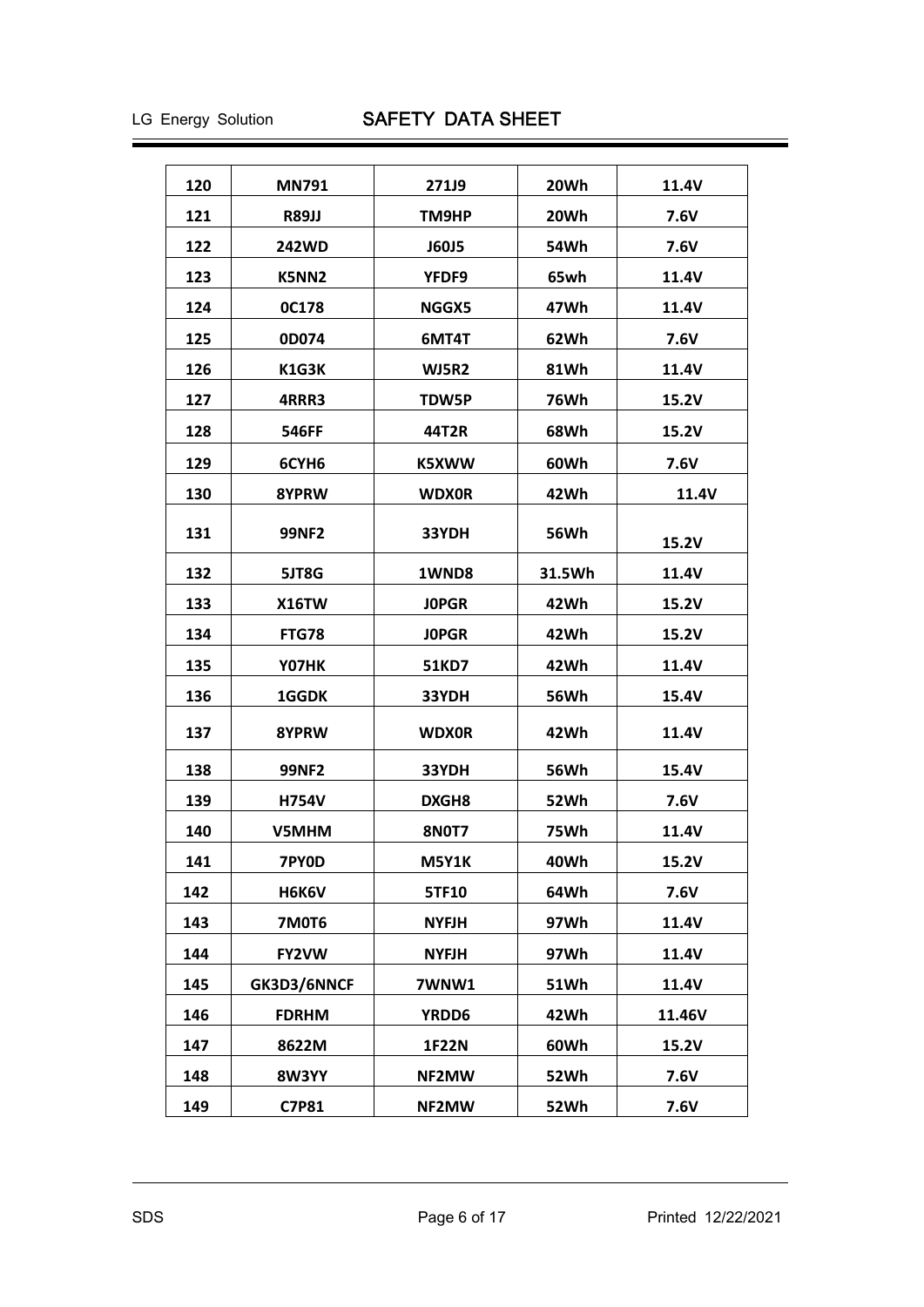| 120 | MN791 | 271J9 | 20Wh | 11.4V |
|---|---|---|---|---|
| 121 | R89JJ | TM9HP | 20Wh | 7.6V |
| 122 | 242WD | J60J5 | 54Wh | 7.6V |
| 123 | K5NN2 | YFDF9 | 65wh | 11.4V |
| 124 | 0C178 | NGGX5 | 47Wh | 11.4V |
| 125 | 0D074 | 6MT4T | 62Wh | 7.6V |
| 126 | K1G3K | WJ5R2 | 81Wh | 11.4V |
| 127 | 4RRR3 | TDW5P | 76Wh | 15.2V |
| 128 | 546FF | 44T2R | 68Wh | 15.2V |
| 129 | 6CYH6 | K5XWW | 60Wh | 7.6V |
| 130 | 8YPRW | WDX0R | 42Wh | 11.4V |
| 131 | 99NF2 | 33YDH | 56Wh | 15.2V |
| 132 | 5JT8G | 1WND8 | 31.5Wh | 11.4V |
| 133 | X16TW | J0PGR | 42Wh | 15.2V |
| 134 | FTG78 | J0PGR | 42Wh | 15.2V |
| 135 | Y07HK | 51KD7 | 42Wh | 11.4V |
| 136 | 1GGDK | 33YDH | 56Wh | 15.4V |
| 137 | 8YPRW | WDX0R | 42Wh | 11.4V |
| 138 | 99NF2 | 33YDH | 56Wh | 15.4V |
| 139 | H754V | DXGH8 | 52Wh | 7.6V |
| 140 | V5MHM | 8N0T7 | 75Wh | 11.4V |
| 141 | 7PY0D | M5Y1K | 40Wh | 15.2V |
| 142 | H6K6V | 5TF10 | 64Wh | 7.6V |
| 143 | 7M0T6 | NYFJH | 97Wh | 11.4V |
| 144 | FY2VW | NYFJH | 97Wh | 11.4V |
| 145 | GK3D3/6NNCF | 7WNW1 | 51Wh | 11.4V |
| 146 | FDRHM | YRDD6 | 42Wh | 11.46V |
| 147 | 8622M | 1F22N | 60Wh | 15.2V |
| 148 | 8W3YY | NF2MW | 52Wh | 7.6V |
| 149 | C7P81 | NF2MW | 52Wh | 7.6V |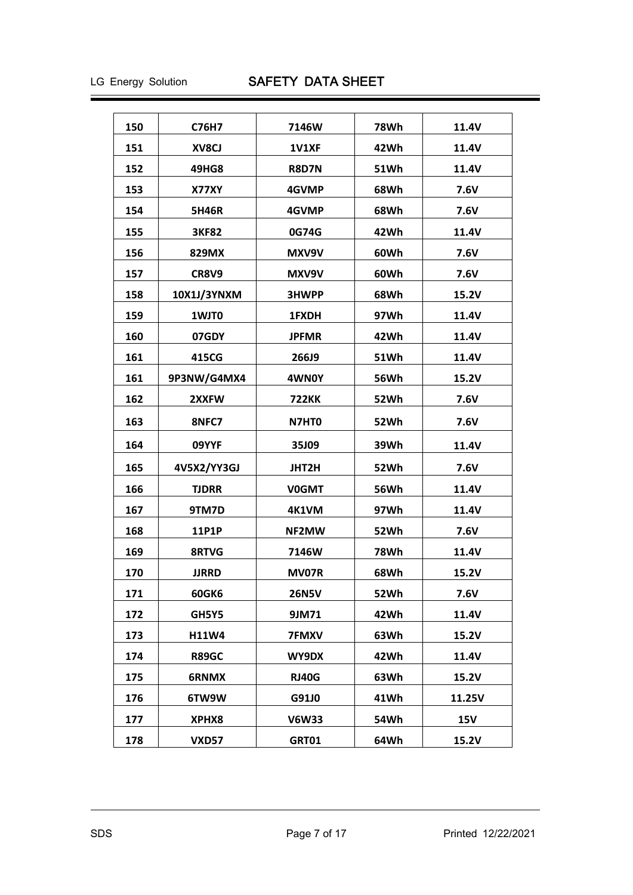| 150 | C76H7 | 7146W | 78Wh | 11.4V |
|---|---|---|---|---|
| 151 | XV8CJ | 1V1XF | 42Wh | 11.4V |
| 152 | 49HG8 | R8D7N | 51Wh | 11.4V |
| 153 | X77XY | 4GVMP | 68Wh | 7.6V |
| 154 | 5H46R | 4GVMP | 68Wh | 7.6V |
| 155 | 3KF82 | 0G74G | 42Wh | 11.4V |
| 156 | 829MX | MXV9V | 60Wh | 7.6V |
| 157 | CR8V9 | MXV9V | 60Wh | 7.6V |
| 158 | 10X1J/3YNXM | 3HWPP | 68Wh | 15.2V |
| 159 | 1WJT0 | 1FXDH | 97Wh | 11.4V |
| 160 | 07GDY | JPFMR | 42Wh | 11.4V |
| 161 | 415CG | 266J9 | 51Wh | 11.4V |
| 161 | 9P3NW/G4MX4 | 4WN0Y | 56Wh | 15.2V |
| 162 | 2XXFW | 722KK | 52Wh | 7.6V |
| 163 | 8NFC7 | N7HT0 | 52Wh | 7.6V |
| 164 | 09YYF | 35J09 | 39Wh | 11.4V |
| 165 | 4V5X2/YY3GJ | JHT2H | 52Wh | 7.6V |
| 166 | TJDRR | V0GMT | 56Wh | 11.4V |
| 167 | 9TM7D | 4K1VM | 97Wh | 11.4V |
| 168 | 11P1P | NF2MW | 52Wh | 7.6V |
| 169 | 8RTVG | 7146W | 78Wh | 11.4V |
| 170 | JJRRD | MV07R | 68Wh | 15.2V |
| 171 | 60GK6 | 26N5V | 52Wh | 7.6V |
| 172 | GH5Y5 | 9JM71 | 42Wh | 11.4V |
| 173 | H11W4 | 7FMXV | 63Wh | 15.2V |
| 174 | R89GC | WY9DX | 42Wh | 11.4V |
| 175 | 6RNMX | RJ40G | 63Wh | 15.2V |
| 176 | 6TW9W | G91J0 | 41Wh | 11.25V |
| 177 | XPHX8 | V6W33 | 54Wh | 15V |
| 178 | VXD57 | GRT01 | 64Wh | 15.2V |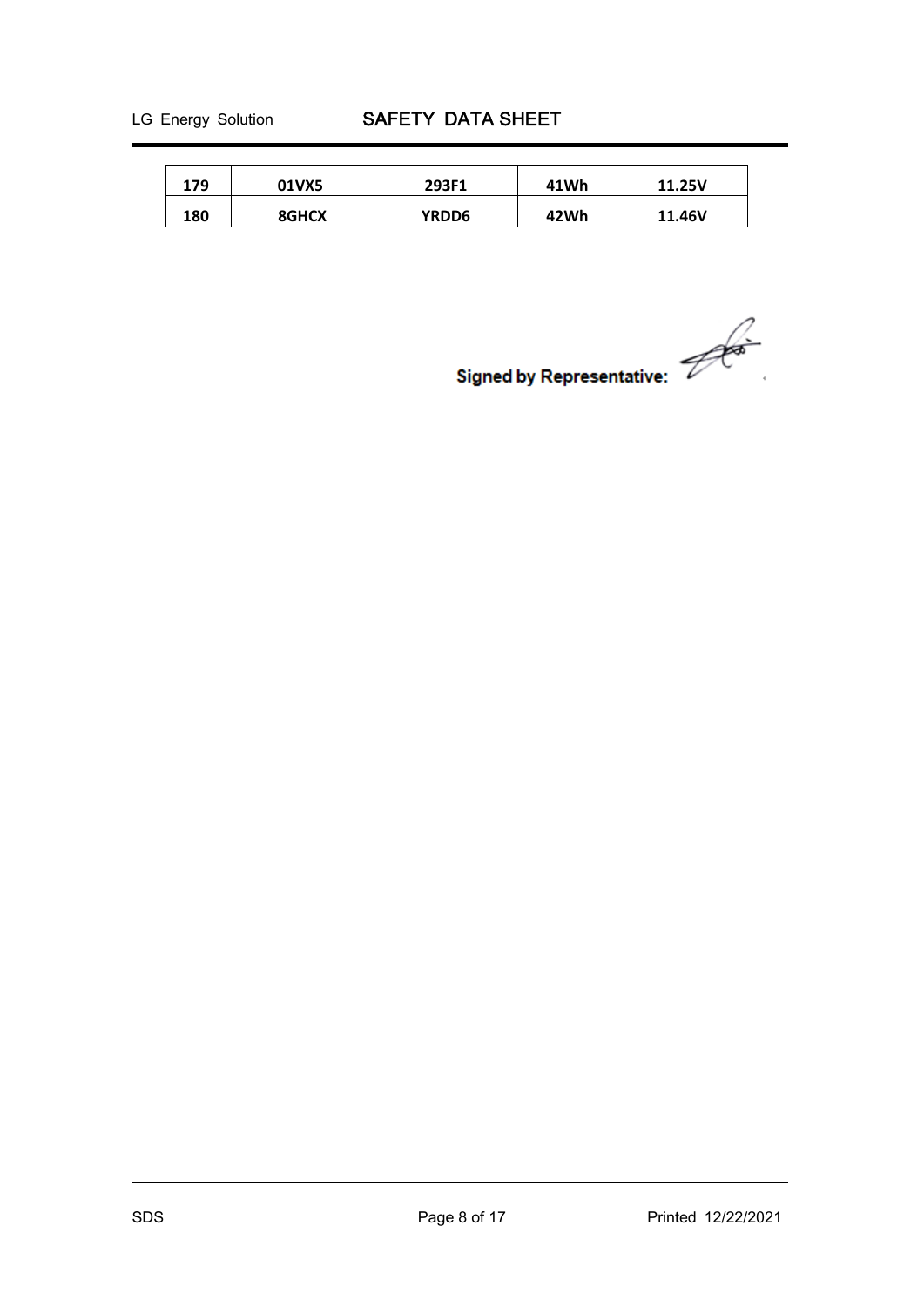| 179 | 01VX5 | 293F1 | 41Wh | 11.25V |
|---|---|---|---|---|
| 180 | 8GHCX | YRDD6 | 42Wh | 11.46V |

**Signed by Representative:**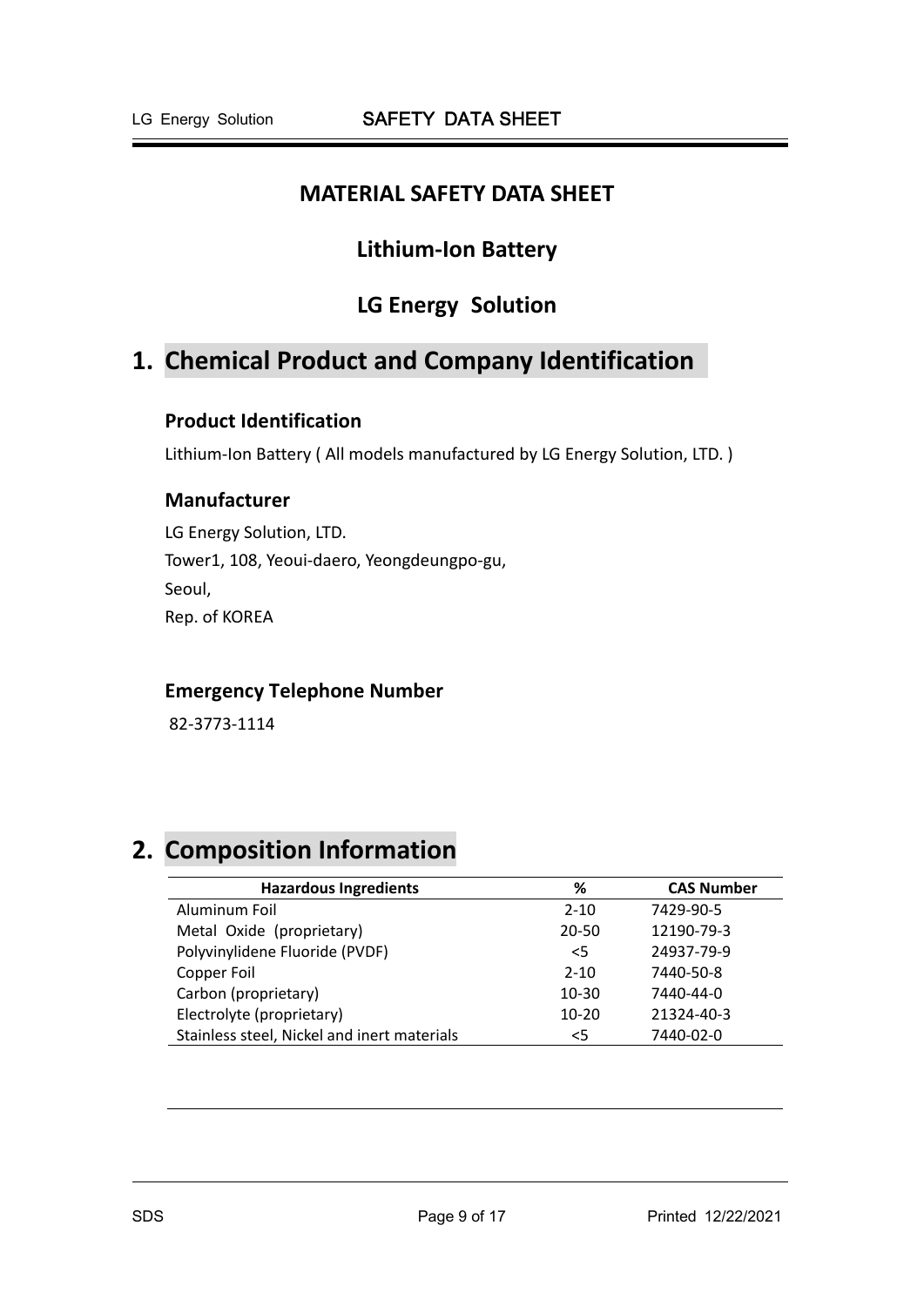# MATERIAL SAFETY DATA SHEET

## Lithium-Ion Battery

## LG Energy Solution

# 1. Chemical Product and Company Identification

### Product Identification

Lithium-Ion Battery ( All models manufactured by LG Energy Solution, LTD. )

### Manufacturer

LG Energy Solution, LTD.
Tower1, 108, Yeoui-daero, Yeongdeungpo-gu,
Seoul,
Rep. of KOREA

### Emergency Telephone Number

82-3773-1114

# 2. Composition Information

| Hazardous Ingredients | % | CAS Number |
|---|---|---|
| Aluminum Foil | 2-10 | 7429-90-5 |
| Metal Oxide (proprietary) | 20-50 | 12190-79-3 |
| Polyvinylidene Fluoride (PVDF) | <5 | 24937-79-9 |
| Copper Foil | 2-10 | 7440-50-8 |
| Carbon (proprietary) | 10-30 | 7440-44-0 |
| Electrolyte (proprietary) | 10-20 | 21324-40-3 |
| Stainless steel, Nickel and inert materials | <5 | 7440-02-0 |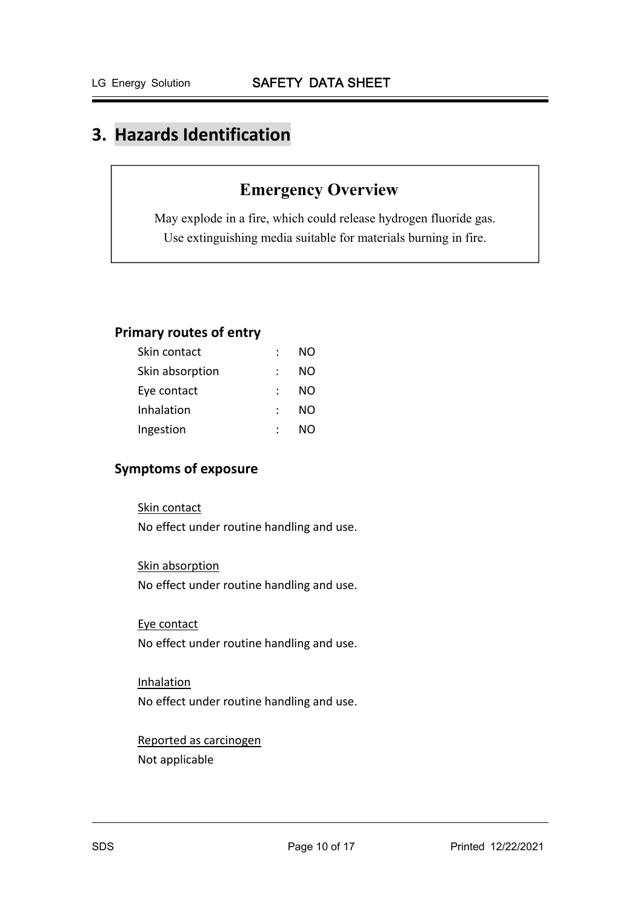# 3. Hazards Identification

## Emergency Overview

May explode in a fire, which could release hydrogen fluoride gas.
Use extinguishing media suitable for materials burning in fire.

### Primary routes of entry

| | | |
|---|---|---|
| Skin contact | : | NO |
| Skin absorption | : | NO |
| Eye contact | : | NO |
| Inhalation | : | NO |
| Ingestion | : | NO |

### Symptoms of exposure

Skin contact
No effect under routine handling and use.

Skin absorption
No effect under routine handling and use.

Eye contact
No effect under routine handling and use.

Inhalation
No effect under routine handling and use.

Reported as carcinogen
Not applicable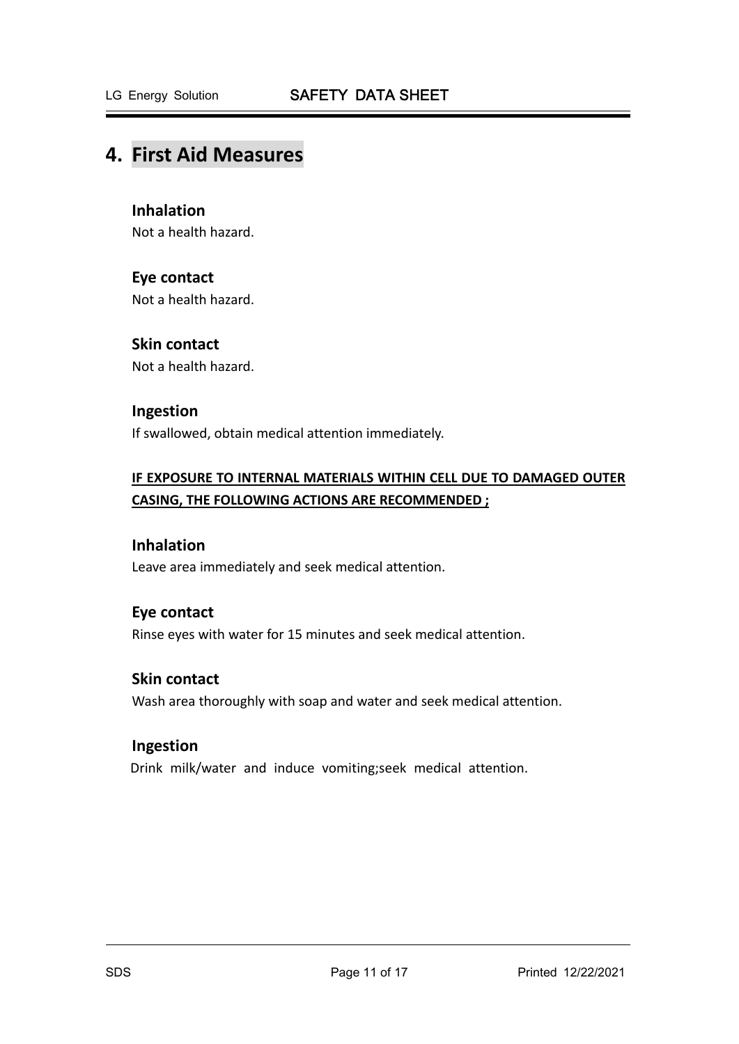## 4. First Aid Measures

### Inhalation

Not a health hazard.

### Eye contact

Not a health hazard.

### Skin contact

Not a health hazard.

### Ingestion

If swallowed, obtain medical attention immediately.

**IF EXPOSURE TO INTERNAL MATERIALS WITHIN CELL DUE TO DAMAGED OUTER CASING, THE FOLLOWING ACTIONS ARE RECOMMENDED ;**

### Inhalation

Leave area immediately and seek medical attention.

### Eye contact

Rinse eyes with water for 15 minutes and seek medical attention.

### Skin contact

Wash area thoroughly with soap and water and seek medical attention.

### Ingestion

Drink milk/water and induce vomiting;seek medical attention.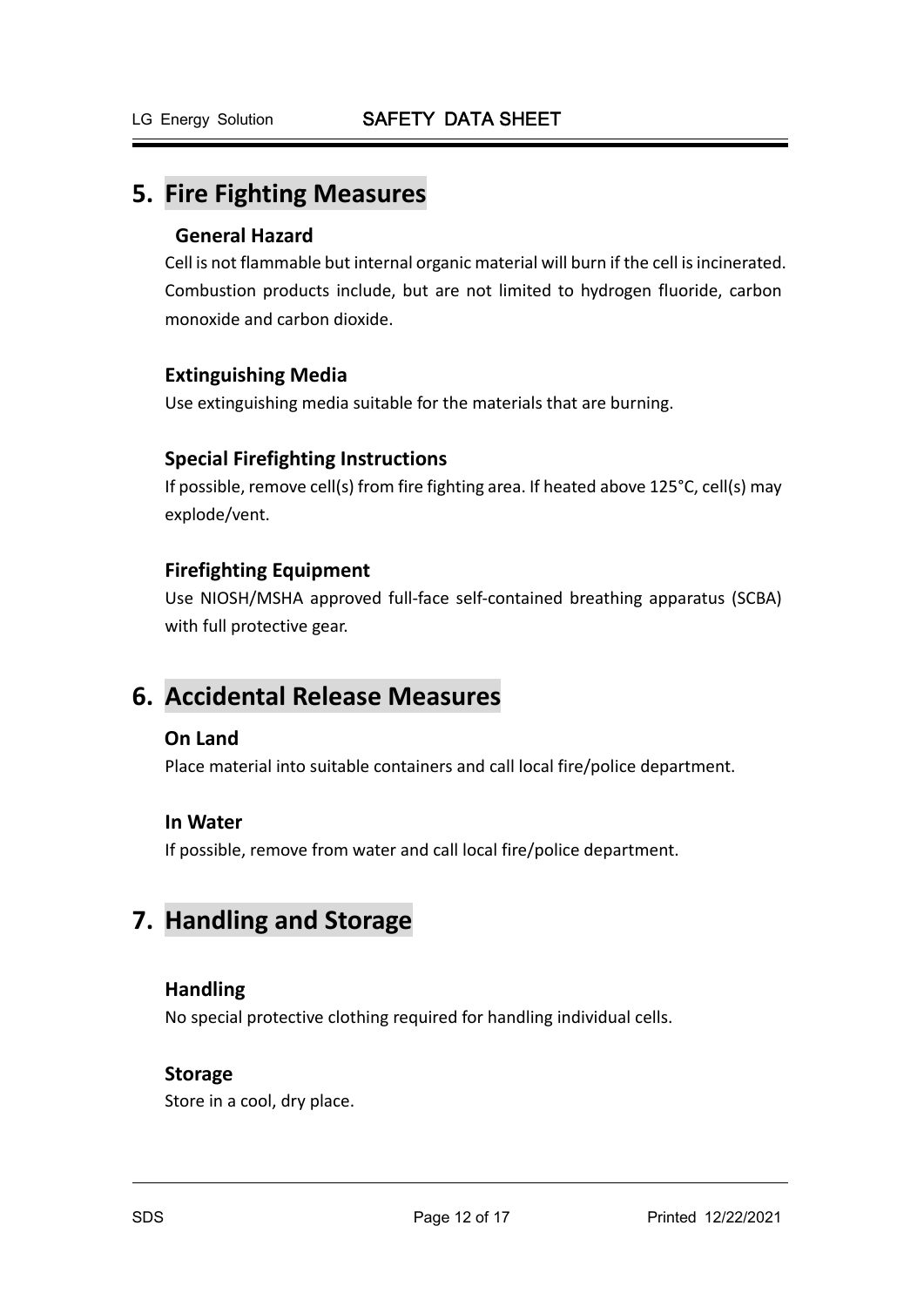## 5. Fire Fighting Measures

### General Hazard

Cell is not flammable but internal organic material will burn if the cell is incinerated. Combustion products include, but are not limited to hydrogen fluoride, carbon monoxide and carbon dioxide.

### Extinguishing Media

Use extinguishing media suitable for the materials that are burning.

### Special Firefighting Instructions

If possible, remove cell(s) from fire fighting area. If heated above 125°C, cell(s) may explode/vent.

### Firefighting Equipment

Use NIOSH/MSHA approved full-face self-contained breathing apparatus (SCBA) with full protective gear.

## 6. Accidental Release Measures

### On Land

Place material into suitable containers and call local fire/police department.

### In Water

If possible, remove from water and call local fire/police department.

## 7. Handling and Storage

### Handling

No special protective clothing required for handling individual cells.

### Storage

Store in a cool, dry place.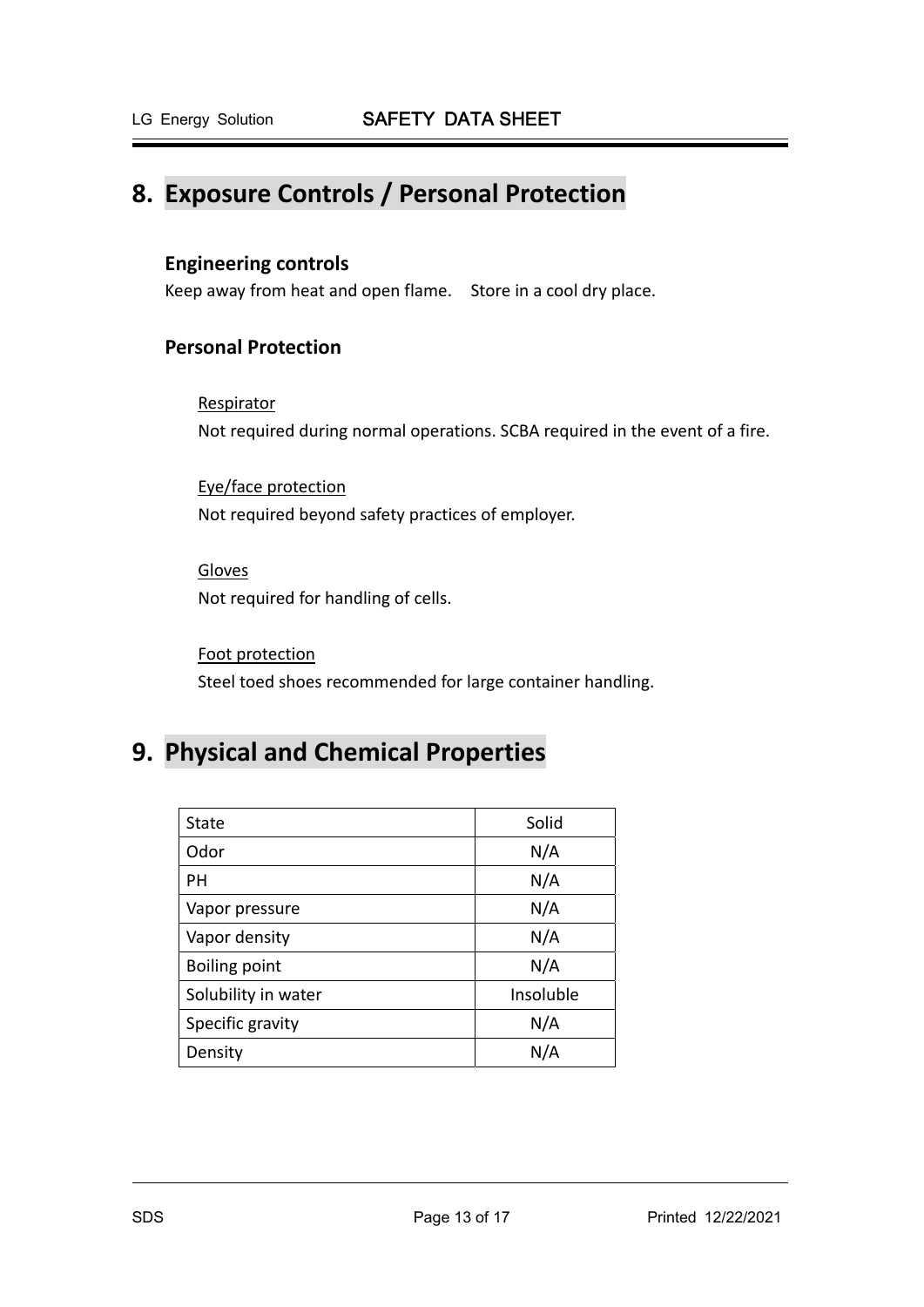# 8. Exposure Controls / Personal Protection

## Engineering controls

Keep away from heat and open flame. Store in a cool dry place.

## Personal Protection

Respirator

Not required during normal operations. SCBA required in the event of a fire.

Eye/face protection

Not required beyond safety practices of employer.

Gloves

Not required for handling of cells.

Foot protection

Steel toed shoes recommended for large container handling.

# 9. Physical and Chemical Properties

| State | Solid |
|---|---|
| Odor | N/A |
| PH | N/A |
| Vapor pressure | N/A |
| Vapor density | N/A |
| Boiling point | N/A |
| Solubility in water | Insoluble |
| Specific gravity | N/A |
| Density | N/A |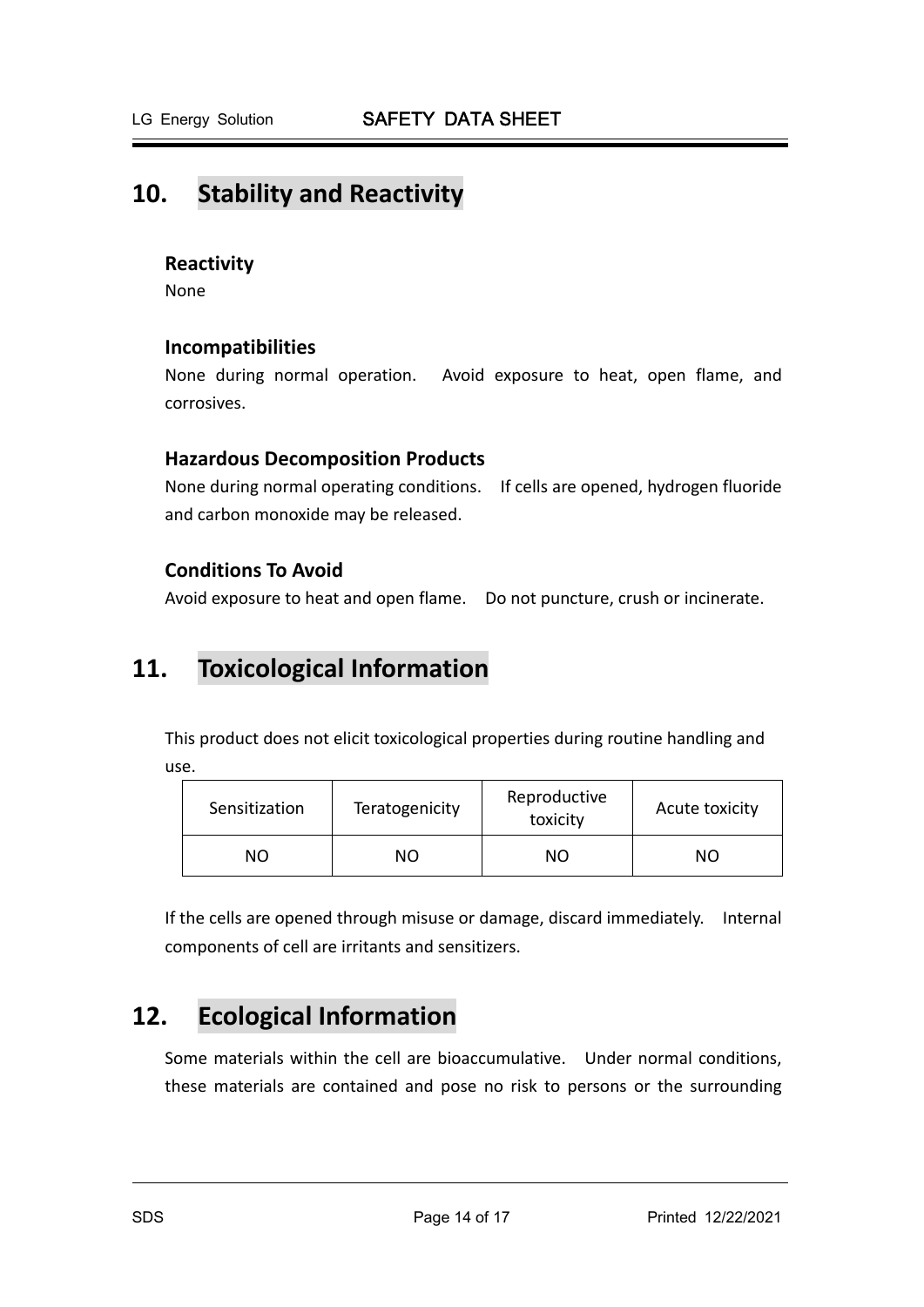## 10. Stability and Reactivity

### Reactivity

None

### Incompatibilities

None during normal operation. Avoid exposure to heat, open flame, and corrosives.

### Hazardous Decomposition Products

None during normal operating conditions. If cells are opened, hydrogen fluoride and carbon monoxide may be released.

### Conditions To Avoid

Avoid exposure to heat and open flame. Do not puncture, crush or incinerate.

## 11. Toxicological Information

This product does not elicit toxicological properties during routine handling and use.

| Sensitization | Teratogenicity | Reproductive toxicity | Acute toxicity |
| --- | --- | --- | --- |
| NO | NO | NO | NO |

If the cells are opened through misuse or damage, discard immediately. Internal components of cell are irritants and sensitizers.

## 12. Ecological Information

Some materials within the cell are bioaccumulative. Under normal conditions, these materials are contained and pose no risk to persons or the surrounding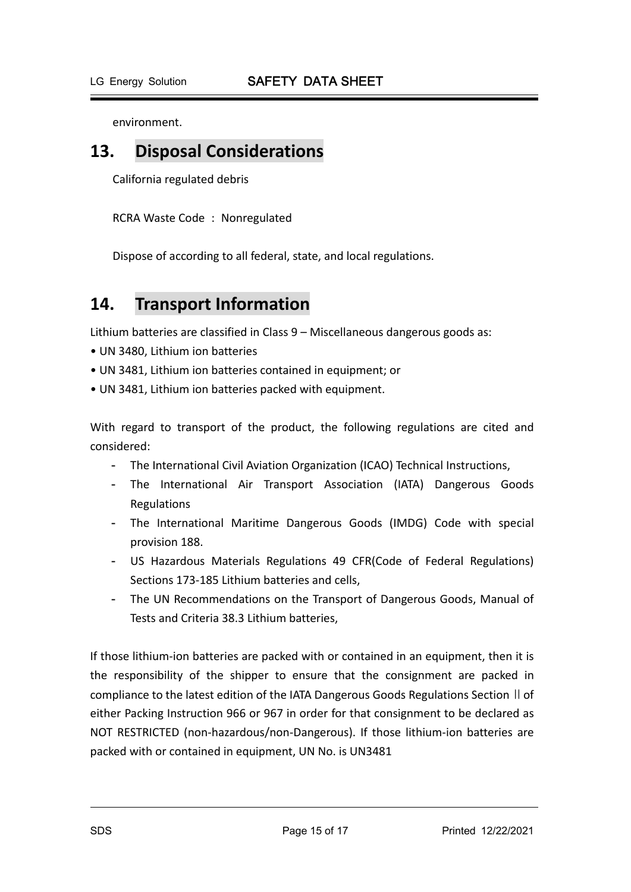environment.

## 13. Disposal Considerations

California regulated debris

RCRA Waste Code : Nonregulated

Dispose of according to all federal, state, and local regulations.

## 14. Transport Information

Lithium batteries are classified in Class 9 – Miscellaneous dangerous goods as:

- UN 3480, Lithium ion batteries
- UN 3481, Lithium ion batteries contained in equipment; or
- UN 3481, Lithium ion batteries packed with equipment.

With regard to transport of the product, the following regulations are cited and considered:

- The International Civil Aviation Organization (ICAO) Technical Instructions,
- The International Air Transport Association (IATA) Dangerous Goods Regulations
- The International Maritime Dangerous Goods (IMDG) Code with special provision 188.
- US Hazardous Materials Regulations 49 CFR(Code of Federal Regulations) Sections 173-185 Lithium batteries and cells,
- The UN Recommendations on the Transport of Dangerous Goods, Manual of Tests and Criteria 38.3 Lithium batteries,

If those lithium-ion batteries are packed with or contained in an equipment, then it is the responsibility of the shipper to ensure that the consignment are packed in compliance to the latest edition of the IATA Dangerous Goods Regulations Section Ⅱ of either Packing Instruction 966 or 967 in order for that consignment to be declared as NOT RESTRICTED (non-hazardous/non-Dangerous). If those lithium-ion batteries are packed with or contained in equipment, UN No. is UN3481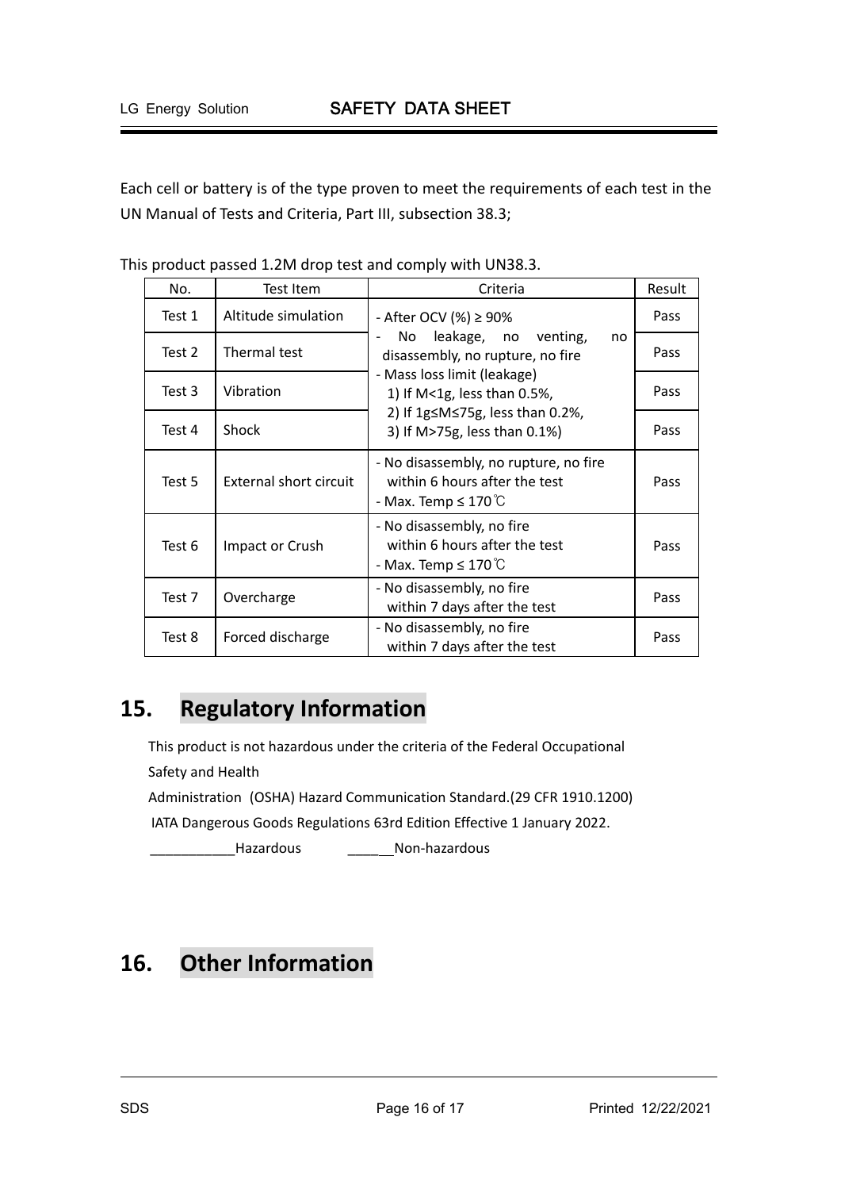Each cell or battery is of the type proven to meet the requirements of each test in the UN Manual of Tests and Criteria, Part III, subsection 38.3;

This product passed 1.2M drop test and comply with UN38.3.

| No. | Test Item | Criteria | Result |
|---|---|---|---|
| Test 1 | Altitude simulation | - After OCV (%) ≥ 90%<br>- No leakage, no venting, no disassembly, no rupture, no fire<br>- Mass loss limit (leakage)<br>1) If M<1g, less than 0.5%,<br>2) If 1g≤M≤75g, less than 0.2%,<br>3) If M>75g, less than 0.1%) | Pass |
| Test 2 | Thermal test | | Pass |
| Test 3 | Vibration | | Pass |
| Test 4 | Shock | | Pass |
| Test 5 | External short circuit | - No disassembly, no rupture, no fire within 6 hours after the test<br>- Max. Temp ≤ 170℃ | Pass |
| Test 6 | Impact or Crush | - No disassembly, no fire within 6 hours after the test<br>- Max. Temp ≤ 170℃ | Pass |
| Test 7 | Overcharge | - No disassembly, no fire within 7 days after the test | Pass |
| Test 8 | Forced discharge | - No disassembly, no fire within 7 days after the test | Pass |

## 15. Regulatory Information

This product is not hazardous under the criteria of the Federal Occupational Safety and Health

Administration (OSHA) Hazard Communication Standard.(29 CFR 1910.1200)

IATA Dangerous Goods Regulations 63rd Edition Effective 1 January 2022.

___________Hazardous ______Non-hazardous

## 16. Other Information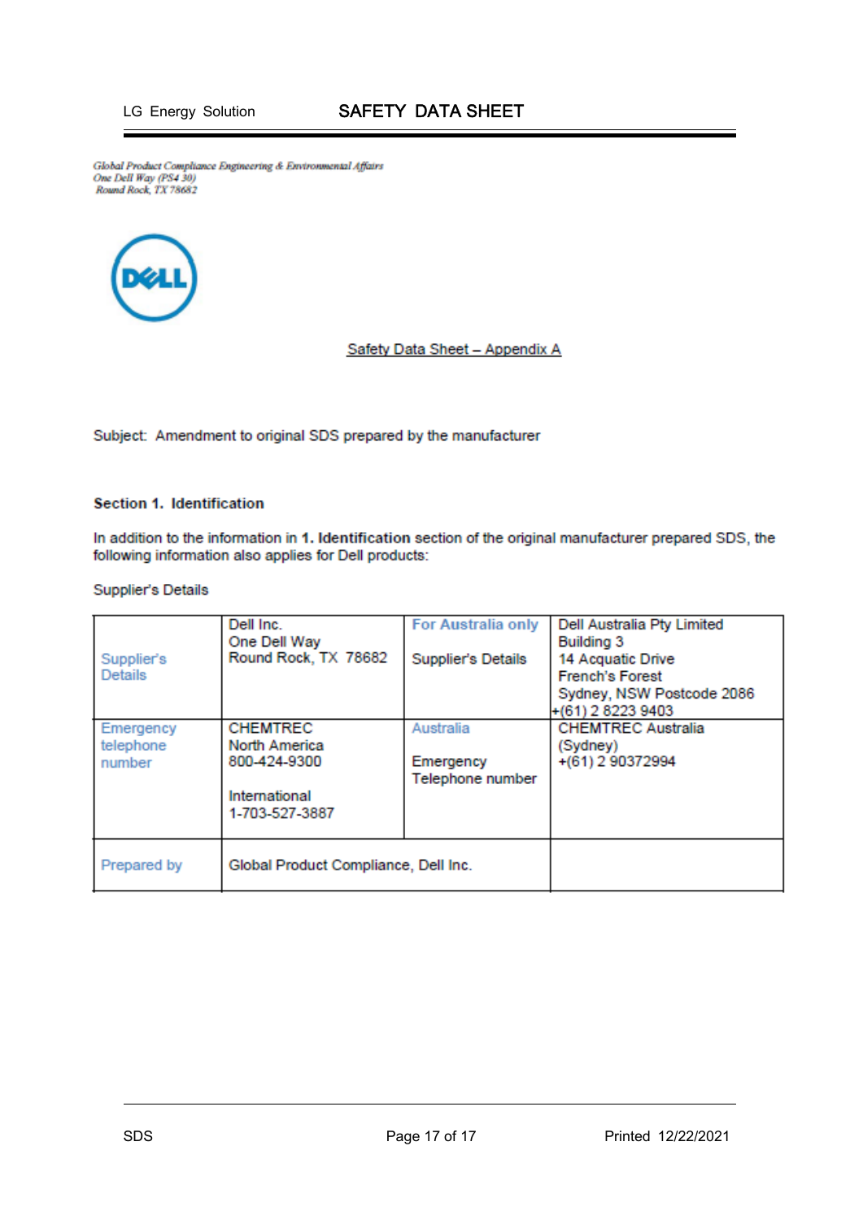*Global Product Compliance Engineering & Environmental Affairs*
*One Dell Way (PS4 30)*
*Round Rock, TX 78682*

DELL

Safety Data Sheet – Appendix A

Subject: Amendment to original SDS prepared by the manufacturer

**Section 1. Identification**

In addition to the information in **1. Identification** section of the original manufacturer prepared SDS, the following information also applies for Dell products:

Supplier's Details

| | | | |
|---|---|---|---|
| Supplier's Details | Dell Inc.<br>One Dell Way<br>Round Rock, TX 78682 | **For Australia only**<br><br>Supplier's Details | Dell Australia Pty Limited<br>Building 3<br>14 Acquatic Drive<br>French's Forest<br>Sydney, NSW Postcode 2086<br>+(61) 2 8223 9403 |
| Emergency telephone number | CHEMTREC<br>North America<br>800-424-9300<br><br>International<br>1-703-527-3887 | Australia<br><br>Emergency Telephone number | CHEMTREC Australia<br>(Sydney)<br>+(61) 2 90372994 |
| Prepared by | Global Product Compliance, Dell Inc. | | |